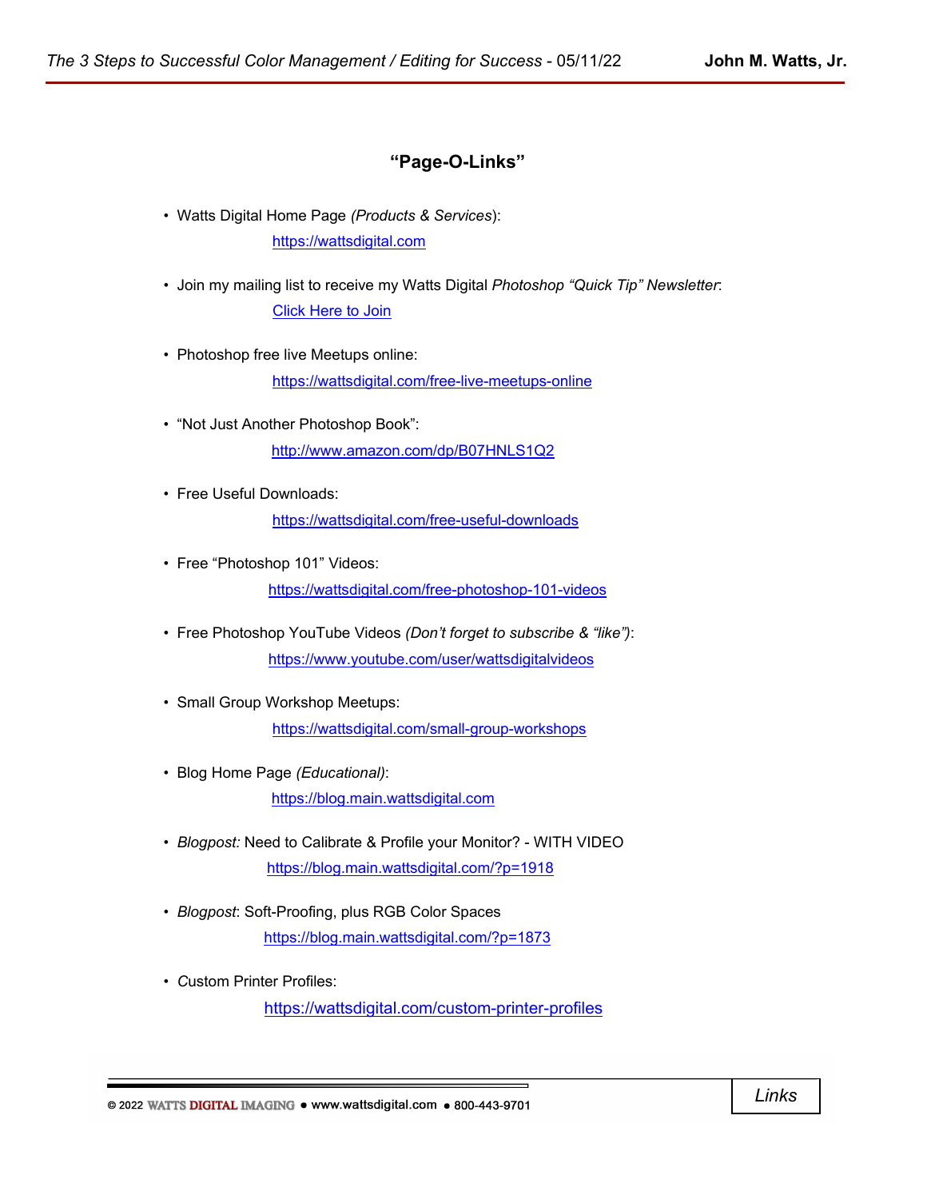## "Page-O-Links"

- Watts Digital Home Page *(Products & Services)*:
  https://wattsdigital.com
- Join my mailing list to receive my Watts Digital *Photoshop "Quick Tip" Newsletter*:
  Click Here to Join
- Photoshop free live Meetups online:
  https://wattsdigital.com/free-live-meetups-online
- "Not Just Another Photoshop Book":
  http://www.amazon.com/dp/B07HNLS1Q2
- Free Useful Downloads:
  https://wattsdigital.com/free-useful-downloads
- Free "Photoshop 101" Videos:
  https://wattsdigital.com/free-photoshop-101-videos
- Free Photoshop YouTube Videos *(Don't forget to subscribe & "like")*:
  https://www.youtube.com/user/wattsdigitalvideos
- Small Group Workshop Meetups:
  https://wattsdigital.com/small-group-workshops
- Blog Home Page *(Educational)*:
  https://blog.main.wattsdigital.com
- *Blogpost:* Need to Calibrate & Profile your Monitor? - WITH VIDEO
  https://blog.main.wattsdigital.com/?p=1918
- *Blogpost*: Soft-Proofing, plus RGB Color Spaces
  https://blog.main.wattsdigital.com/?p=1873
- Custom Printer Profiles:
  https://wattsdigital.com/custom-printer-profiles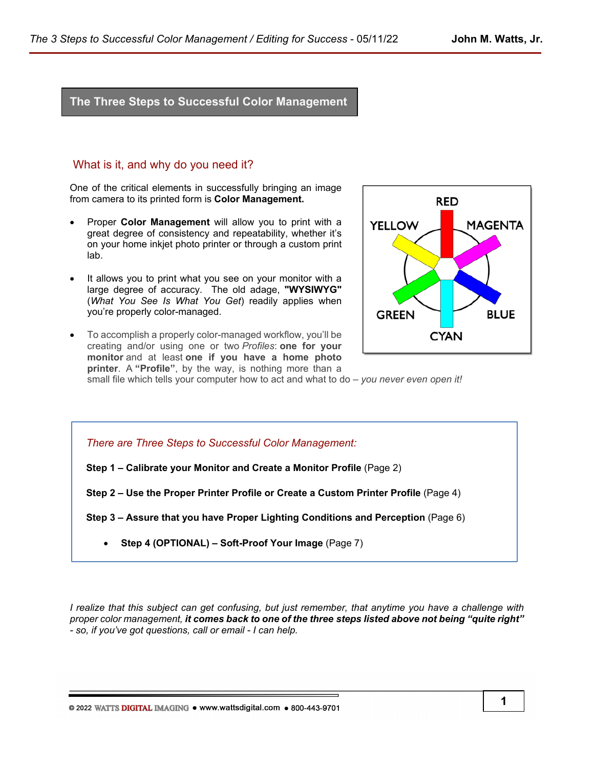# The Three Steps to Successful Color Management

## What is it, and why do you need it?

One of the critical elements in successfully bringing an image from camera to its printed form is **Color Management.**

- Proper **Color Management** will allow you to print with a great degree of consistency and repeatability, whether it's on your home inkjet photo printer or through a custom print lab.
- It allows you to print what you see on your monitor with a large degree of accuracy. The old adage, **"WYSIWYG"** (*What You See Is What You Get*) readily applies when you're properly color-managed.
- To accomplish a properly color-managed workflow, you'll be creating and/or using one or two *Profiles*: **one for your monitor** and at least **one if you have a home photo printer**. A **"Profile"**, by the way, is nothing more than a small file which tells your computer how to act and what to do – *you never even open it!*

*There are Three Steps to Successful Color Management:*

**Step 1 – Calibrate your Monitor and Create a Monitor Profile** (Page 2)

**Step 2 – Use the Proper Printer Profile or Create a Custom Printer Profile** (Page 4)

**Step 3 – Assure that you have Proper Lighting Conditions and Perception** (Page 6)

- **Step 4 (OPTIONAL) – Soft-Proof Your Image** (Page 7)

*I realize that this subject can get confusing, but just remember, that anytime you have a challenge with proper color management, **it comes back to one of the three steps listed above not being "quite right"** - so, if you've got questions, call or email - I can help.*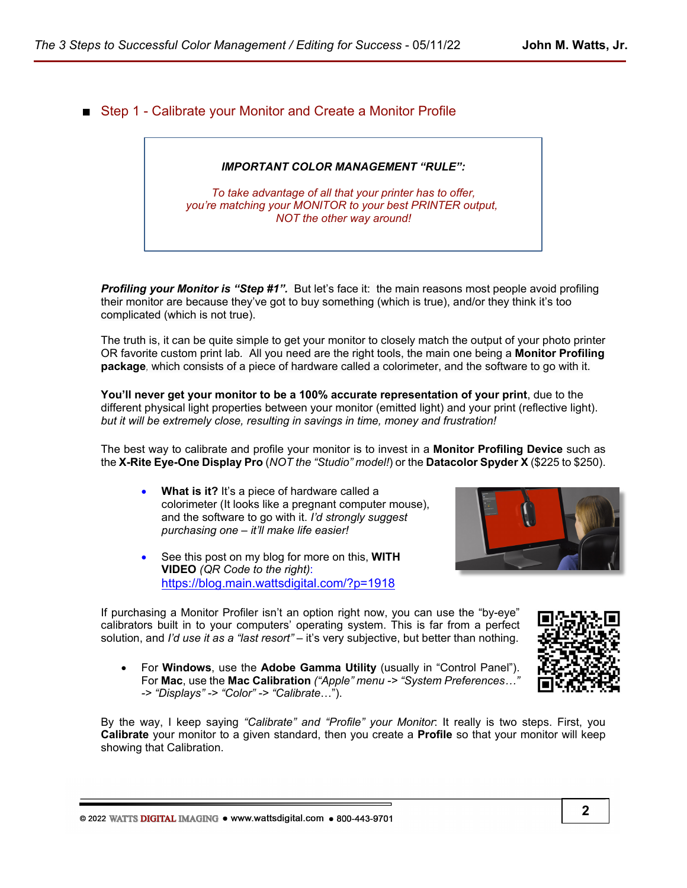## ■ Step 1 - Calibrate your Monitor and Create a Monitor Profile

> ***IMPORTANT COLOR MANAGEMENT "RULE":***
>
> *To take advantage of all that your printer has to offer, you're matching your MONITOR to your best PRINTER output, NOT the other way around!*

***Profiling your Monitor is "Step #1".*** But let's face it: the main reasons most people avoid profiling their monitor are because they've got to buy something (which is true), and/or they think it's too complicated (which is not true).

The truth is, it can be quite simple to get your monitor to closely match the output of your photo printer OR favorite custom print lab. All you need are the right tools, the main one being a **Monitor Profiling package**, which consists of a piece of hardware called a colorimeter, and the software to go with it.

**You'll never get your monitor to be a 100% accurate representation of your print**, due to the different physical light properties between your monitor (emitted light) and your print (reflective light). *but it will be extremely close, resulting in savings in time, money and frustration!*

The best way to calibrate and profile your monitor is to invest in a **Monitor Profiling Device** such as the **X-Rite Eye-One Display Pro** (*NOT the "Studio" model!*) or the **Datacolor Spyder X** ($225 to $250).

- **What is it?** It's a piece of hardware called a colorimeter (It looks like a pregnant computer mouse), and the software to go with it. *I'd strongly suggest purchasing one – it'll make life easier!*
- See this post on my blog for more on this, **WITH VIDEO** *(QR Code to the right)*: https://blog.main.wattsdigital.com/?p=1918

If purchasing a Monitor Profiler isn't an option right now, you can use the "by-eye" calibrators built in to your computers' operating system. This is far from a perfect solution, and *I'd use it as a "last resort"* – it's very subjective, but better than nothing.

- For **Windows**, use the **Adobe Gamma Utility** (usually in "Control Panel"). For **Mac**, use the **Mac Calibration** *("Apple" menu -> "System Preferences…" -> "Displays" -> "Color" -> "Calibrate…"*).

By the way, I keep saying *"Calibrate" and "Profile" your Monitor*: It really is two steps. First, you **Calibrate** your monitor to a given standard, then you create a **Profile** so that your monitor will keep showing that Calibration.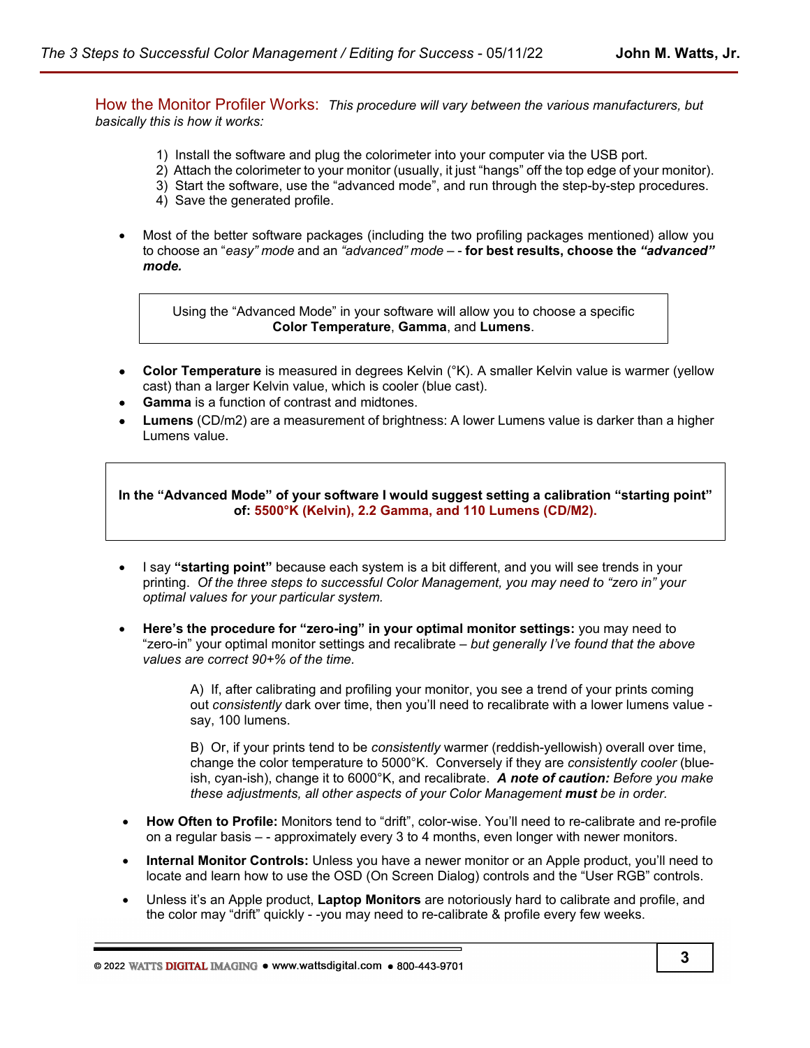## How the Monitor Profiler Works: *This procedure will vary between the various manufacturers, but basically this is how it works:*

1) Install the software and plug the colorimeter into your computer via the USB port.
2) Attach the colorimeter to your monitor (usually, it just "hangs" off the top edge of your monitor).
3) Start the software, use the "advanced mode", and run through the step-by-step procedures.
4) Save the generated profile.

- Most of the better software packages (including the two profiling packages mentioned) allow you to choose an "*easy" mode* and an *"advanced" mode* – - **for best results, choose the *"advanced" mode.***

> Using the "Advanced Mode" in your software will allow you to choose a specific **Color Temperature**, **Gamma**, and **Lumens**.

- **Color Temperature** is measured in degrees Kelvin (°K). A smaller Kelvin value is warmer (yellow cast) than a larger Kelvin value, which is cooler (blue cast).
- **Gamma** is a function of contrast and midtones.
- **Lumens** (CD/m2) are a measurement of brightness: A lower Lumens value is darker than a higher Lumens value.

> **In the "Advanced Mode" of your software I would suggest setting a calibration "starting point" of: 5500°K (Kelvin), 2.2 Gamma, and 110 Lumens (CD/M2).**

- I say **"starting point"** because each system is a bit different, and you will see trends in your printing. *Of the three steps to successful Color Management, you may need to "zero in" your optimal values for your particular system.*

- **Here's the procedure for "zero-ing" in your optimal monitor settings:** you may need to "zero-in" your optimal monitor settings and recalibrate – *but generally I've found that the above values are correct 90+% of the time.*

  A) If, after calibrating and profiling your monitor, you see a trend of your prints coming out *consistently* dark over time, then you'll need to recalibrate with a lower lumens value - say, 100 lumens.

  B) Or, if your prints tend to be *consistently* warmer (reddish-yellowish) overall over time, change the color temperature to 5000°K. Conversely if they are *consistently cooler* (blue-ish, cyan-ish), change it to 6000°K, and recalibrate. ***A note of caution:** Before you make these adjustments, all other aspects of your Color Management **must** be in order.*

- **How Often to Profile:** Monitors tend to "drift", color-wise. You'll need to re-calibrate and re-profile on a regular basis – - approximately every 3 to 4 months, even longer with newer monitors.
- **Internal Monitor Controls:** Unless you have a newer monitor or an Apple product, you'll need to locate and learn how to use the OSD (On Screen Dialog) controls and the "User RGB" controls.
- Unless it's an Apple product, **Laptop Monitors** are notoriously hard to calibrate and profile, and the color may "drift" quickly - -you may need to re-calibrate & profile every few weeks.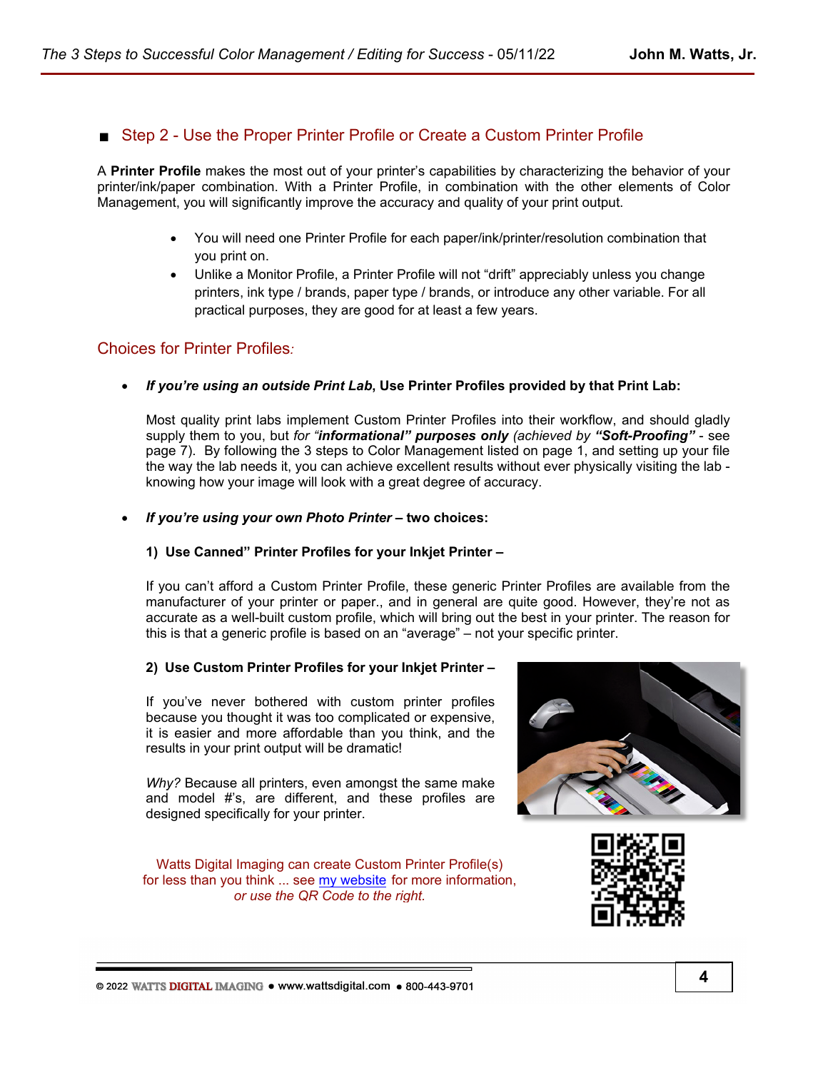## ■ Step 2 - Use the Proper Printer Profile or Create a Custom Printer Profile

A **Printer Profile** makes the most out of your printer's capabilities by characterizing the behavior of your printer/ink/paper combination. With a Printer Profile, in combination with the other elements of Color Management, you will significantly improve the accuracy and quality of your print output.

- You will need one Printer Profile for each paper/ink/printer/resolution combination that you print on.
- Unlike a Monitor Profile, a Printer Profile will not "drift" appreciably unless you change printers, ink type / brands, paper type / brands, or introduce any other variable. For all practical purposes, they are good for at least a few years.

### Choices for Printer Profiles*:*

- ***If you're using an outside Print Lab*, Use Printer Profiles provided by that Print Lab:**

  Most quality print labs implement Custom Printer Profiles into their workflow, and should gladly supply them to you, but *for "**informational" purposes only** (achieved by **"Soft-Proofing"*** - see page 7). By following the 3 steps to Color Management listed on page 1, and setting up your file the way the lab needs it, you can achieve excellent results without ever physically visiting the lab - knowing how your image will look with a great degree of accuracy.

- ***If you're using your own Photo Printer* – two choices:**

  **1) Use Canned" Printer Profiles for your Inkjet Printer –**

  If you can't afford a Custom Printer Profile, these generic Printer Profiles are available from the manufacturer of your printer or paper., and in general are quite good. However, they're not as accurate as a well-built custom profile, which will bring out the best in your printer. The reason for this is that a generic profile is based on an "average" – not your specific printer.

  **2) Use Custom Printer Profiles for your Inkjet Printer –**

  If you've never bothered with custom printer profiles because you thought it was too complicated or expensive, it is easier and more affordable than you think, and the results in your print output will be dramatic!

  *Why?* Because all printers, even amongst the same make and model #'s, are different, and these profiles are designed specifically for your printer.

  Watts Digital Imaging can create Custom Printer Profile(s) for less than you think ... see my website for more information, *or use the QR Code to the right.*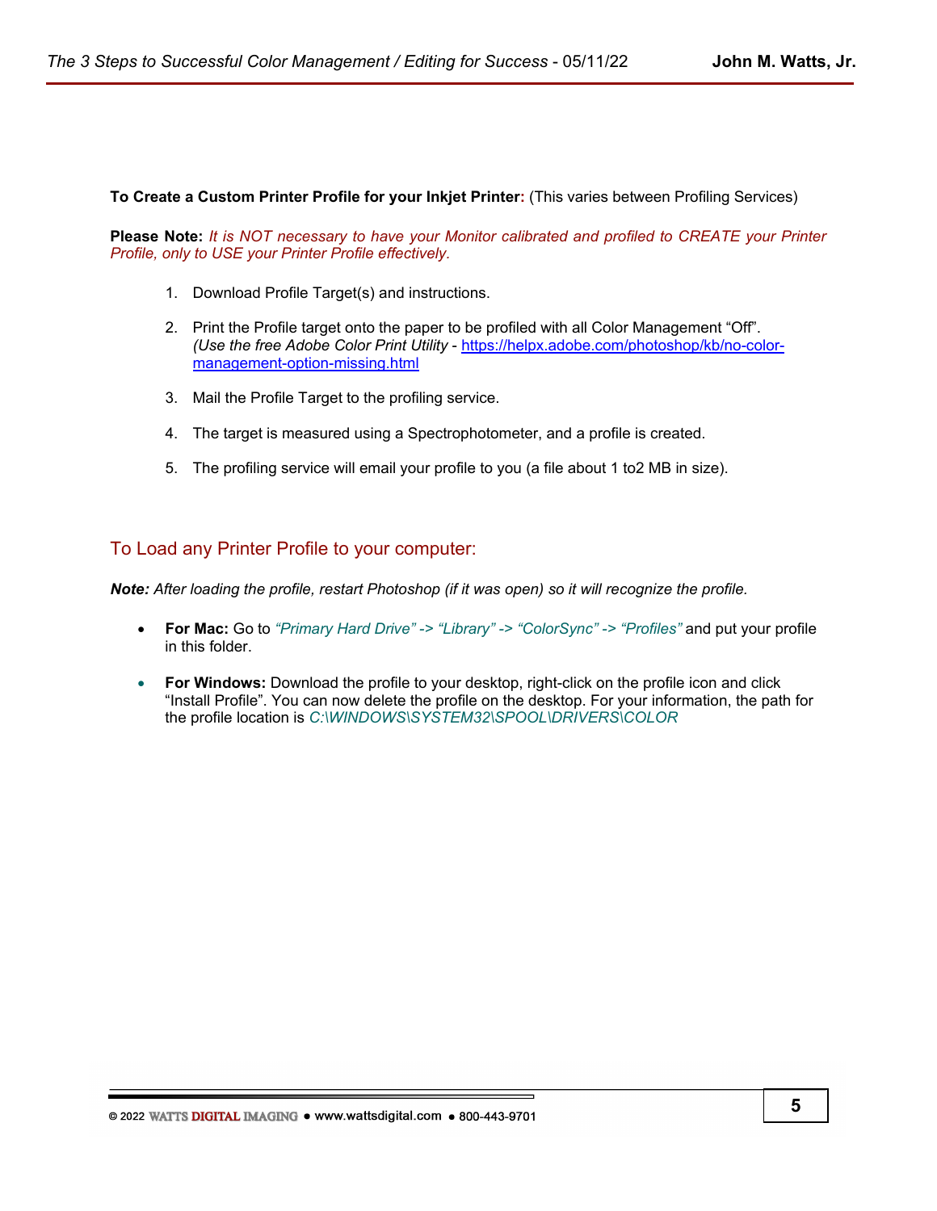**To Create a Custom Printer Profile for your Inkjet Printer:** (This varies between Profiling Services)

**Please Note:** *It is NOT necessary to have your Monitor calibrated and profiled to CREATE your Printer Profile, only to USE your Printer Profile effectively.*

1. Download Profile Target(s) and instructions.
2. Print the Profile target onto the paper to be profiled with all Color Management "Off". *(Use the free Adobe Color Print Utility* - [https://helpx.adobe.com/photoshop/kb/no-color-management-option-missing.html](https://helpx.adobe.com/photoshop/kb/no-color-management-option-missing.html)
3. Mail the Profile Target to the profiling service.
4. The target is measured using a Spectrophotometer, and a profile is created.
5. The profiling service will email your profile to you (a file about 1 to2 MB in size).

## To Load any Printer Profile to your computer:

***Note:*** *After loading the profile, restart Photoshop (if it was open) so it will recognize the profile.*

- **For Mac:** Go to *"Primary Hard Drive" -> "Library" -> "ColorSync" -> "Profiles"* and put your profile in this folder.
- **For Windows:** Download the profile to your desktop, right-click on the profile icon and click "Install Profile". You can now delete the profile on the desktop. For your information, the path for the profile location is *C:\WINDOWS\SYSTEM32\SPOOL\DRIVERS\COLOR*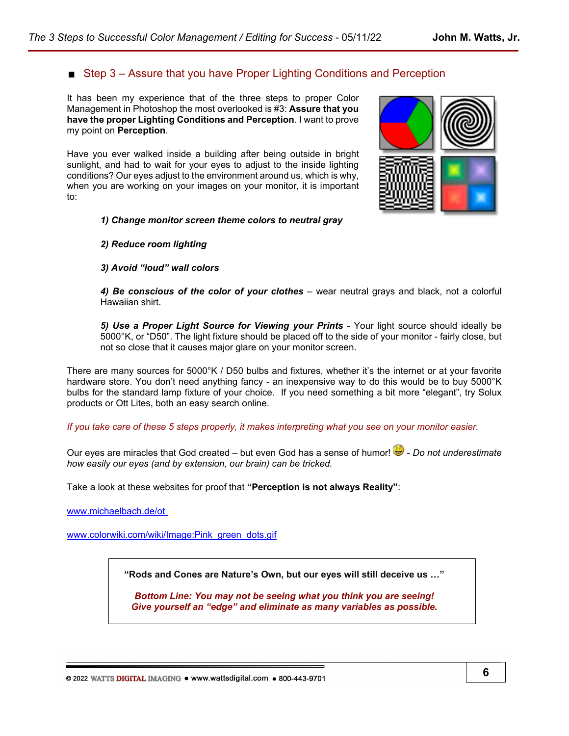## ■ Step 3 – Assure that you have Proper Lighting Conditions and Perception

It has been my experience that of the three steps to proper Color Management in Photoshop the most overlooked is #3: **Assure that you have the proper Lighting Conditions and Perception**. I want to prove my point on **Perception**.

Have you ever walked inside a building after being outside in bright sunlight, and had to wait for your eyes to adjust to the inside lighting conditions? Our eyes adjust to the environment around us, which is why, when you are working on your images on your monitor, it is important to:

> ***1) Change monitor screen theme colors to neutral gray***
>
> ***2) Reduce room lighting***
>
> ***3) Avoid "loud" wall colors***
>
> ***4) Be conscious of the color of your clothes*** – wear neutral grays and black, not a colorful Hawaiian shirt.
>
> ***5) Use a Proper Light Source for Viewing your Prints*** - Your light source should ideally be 5000°K, or "D50". The light fixture should be placed off to the side of your monitor - fairly close, but not so close that it causes major glare on your monitor screen.

There are many sources for 5000°K / D50 bulbs and fixtures, whether it's the internet or at your favorite hardware store. You don't need anything fancy - an inexpensive way to do this would be to buy 5000°K bulbs for the standard lamp fixture of your choice. If you need something a bit more "elegant", try Solux products or Ott Lites, both an easy search online.

*If you take care of these 5 steps properly, it makes interpreting what you see on your monitor easier.*

Our eyes are miracles that God created – but even God has a sense of humor! 😃 - *Do not underestimate how easily our eyes (and by extension, our brain) can be tricked.*

Take a look at these websites for proof that **"Perception is not always Reality"**:

[www.michaelbach.de/ot](www.michaelbach.de/ot)

[www.colorwiki.com/wiki/Image:Pink_green_dots.gif](www.colorwiki.com/wiki/Image:Pink_green_dots.gif)

> **"Rods and Cones are Nature's Own, but our eyes will still deceive us …"**
>
> ***Bottom Line: You may not be seeing what you think you are seeing! Give yourself an "edge" and eliminate as many variables as possible.***

© 2022 WATTS DIGITAL IMAGING ● www.wattsdigital.com ● 800-443-9701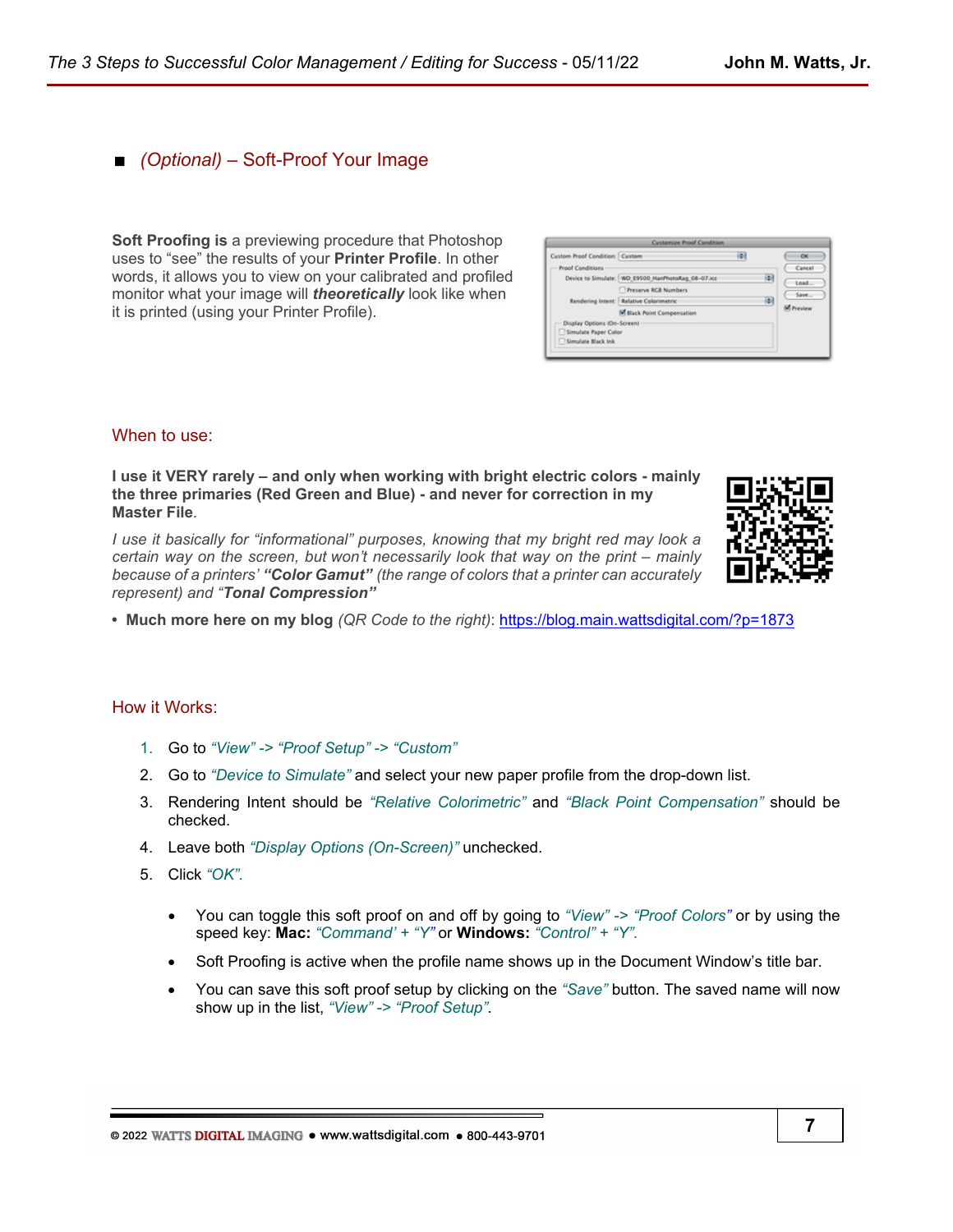## ■ *(Optional)* – Soft-Proof Your Image

**Soft Proofing is** a previewing procedure that Photoshop uses to "see" the results of your **Printer Profile**. In other words, it allows you to view on your calibrated and profiled monitor what your image will ***theoretically*** look like when it is printed (using your Printer Profile).

### When to use:

**I use it VERY rarely – and only when working with bright electric colors - mainly the three primaries (Red Green and Blue) - and never for correction in my Master File**.

*I use it basically for "informational" purposes, knowing that my bright red may look a certain way on the screen, but won't necessarily look that way on the print – mainly because of a printers'* ***"Color Gamut"*** *(the range of colors that a printer can accurately represent) and "****Tonal Compression"***

- **Much more here on my blog** *(QR Code to the right)*: https://blog.main.wattsdigital.com/?p=1873

### How it Works:

1. Go to *"View" -> "Proof Setup" -> "Custom"*
2. Go to *"Device to Simulate"* and select your new paper profile from the drop-down list.
3. Rendering Intent should be *"Relative Colorimetric"* and *"Black Point Compensation"* should be checked.
4. Leave both *"Display Options (On-Screen)"* unchecked.
5. Click *"OK"*.

- You can toggle this soft proof on and off by going to *"View" -> "Proof Colors"* or by using the speed key: **Mac:** *"Command' + "Y"* or **Windows:** *"Control" + "Y"*.
- Soft Proofing is active when the profile name shows up in the Document Window's title bar.
- You can save this soft proof setup by clicking on the *"Save"* button. The saved name will now show up in the list, *"View" -> "Proof Setup"*.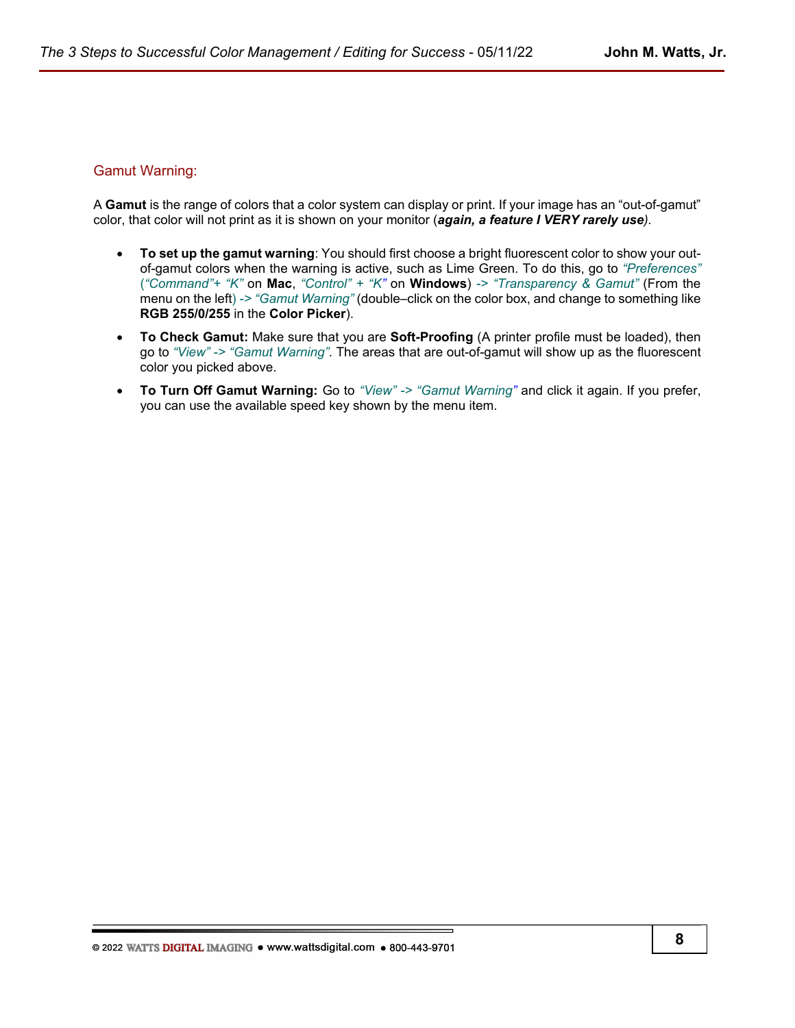## Gamut Warning:

A **Gamut** is the range of colors that a color system can display or print. If your image has an “out-of-gamut” color, that color will not print as it is shown on your monitor (***again, a feature I VERY rarely use***).

- **To set up the gamut warning**: You should first choose a bright fluorescent color to show your out-of-gamut colors when the warning is active, such as Lime Green. To do this, go to *“Preferences”* (*“Command”+ “K”* on **Mac**, *“Control” + “K”* on **Windows**) *-> “Transparency & Gamut”* (From the menu on the left) *-> “Gamut Warning”* (double–click on the color box, and change to something like **RGB 255/0/255** in the **Color Picker**).
- **To Check Gamut:** Make sure that you are **Soft-Proofing** (A printer profile must be loaded), then go to *“View” -> “Gamut Warning”*. The areas that are out-of-gamut will show up as the fluorescent color you picked above.
- **To Turn Off Gamut Warning:** Go to *“View” -> “Gamut Warning”* and click it again. If you prefer, you can use the available speed key shown by the menu item.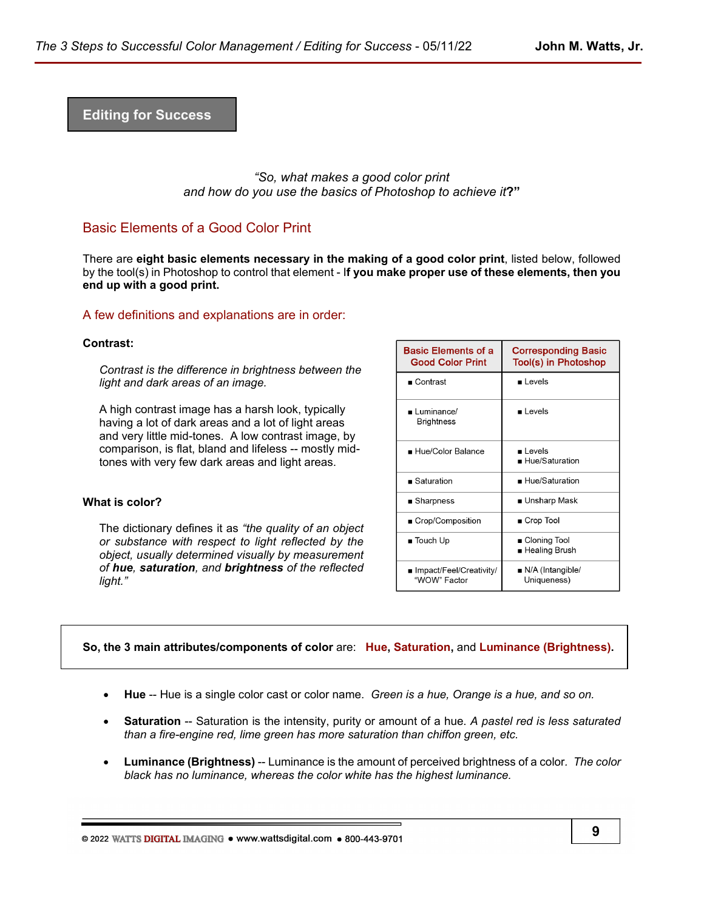## Editing for Success

*"So, what makes a good color print and how do you use the basics of Photoshop to achieve it?"*

### Basic Elements of a Good Color Print

There are **eight basic elements necessary in the making of a good color print**, listed below, followed by the tool(s) in Photoshop to control that element - I**f you make proper use of these elements, then you end up with a good print.**

### A few definitions and explanations are in order:

**Contrast:**

*Contrast is the difference in brightness between the light and dark areas of an image.*

A high contrast image has a harsh look, typically having a lot of dark areas and a lot of light areas and very little mid-tones. A low contrast image, by comparison, is flat, bland and lifeless -- mostly mid-tones with very few dark areas and light areas.

**What is color?**

The dictionary defines it as *"the quality of an object or substance with respect to light reflected by the object, usually determined visually by measurement of **hue**, **saturation**, and **brightness** of the reflected light."*

| Basic Elements of a Good Color Print | Corresponding Basic Tool(s) in Photoshop |
|---|---|
| ■ Contrast | ■ Levels |
| ■ Luminance/ Brightness | ■ Levels |
| ■ Hue/Color Balance | ■ Levels<br>■ Hue/Saturation |
| ■ Saturation | ■ Hue/Saturation |
| ■ Sharpness | ■ Unsharp Mask |
| ■ Crop/Composition | ■ Crop Tool |
| ■ Touch Up | ■ Cloning Tool<br>■ Healing Brush |
| ■ Impact/Feel/Creativity/ "WOW" Factor | ■ N/A (Intangible/ Uniqueness) |

**So, the 3 main attributes/components of color** are: **Hue**, **Saturation**, and **Luminance (Brightness).**

- **Hue** -- Hue is a single color cast or color name. *Green is a hue, Orange is a hue, and so on.*
- **Saturation** -- Saturation is the intensity, purity or amount of a hue. *A pastel red is less saturated than a fire-engine red, lime green has more saturation than chiffon green, etc.*
- **Luminance (Brightness)** -- Luminance is the amount of perceived brightness of a color. *The color black has no luminance, whereas the color white has the highest luminance.*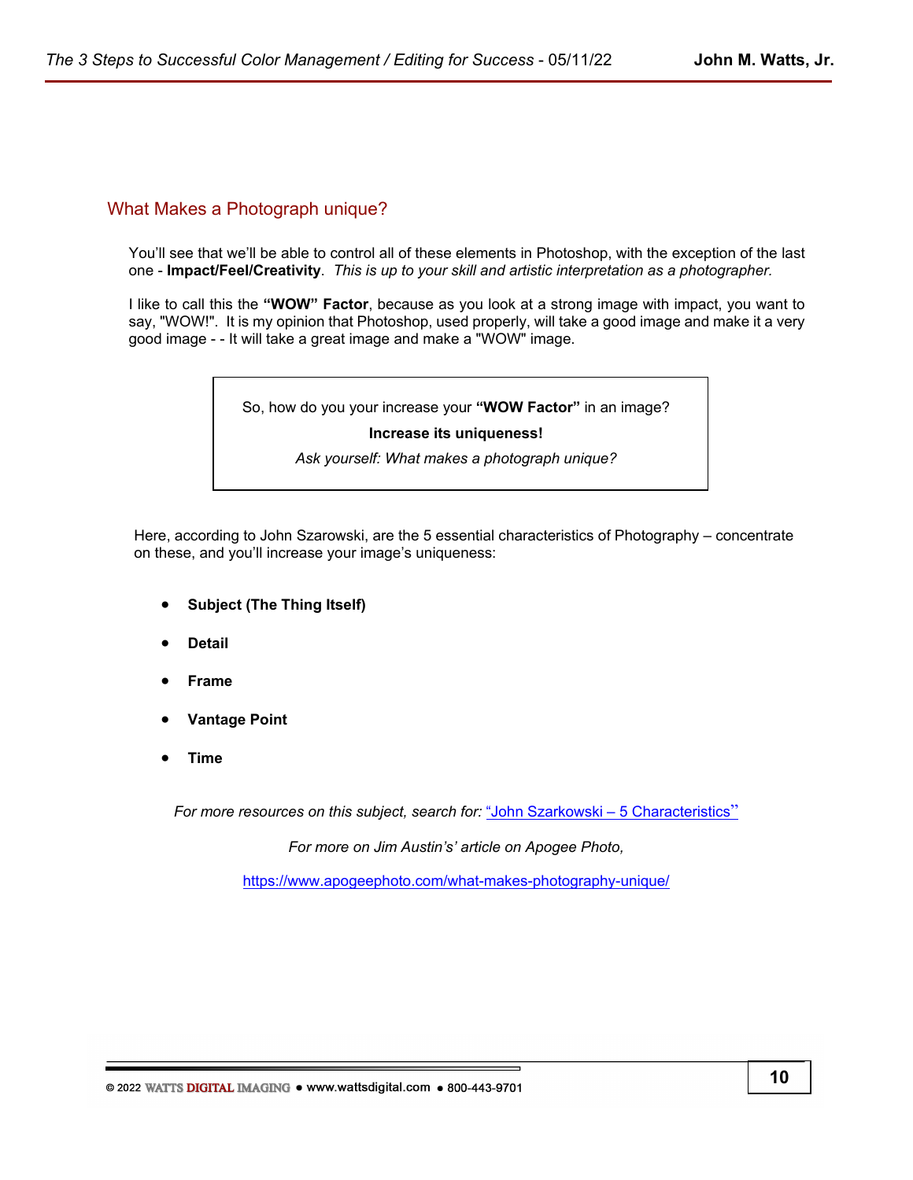## What Makes a Photograph unique?

You'll see that we'll be able to control all of these elements in Photoshop, with the exception of the last one - **Impact/Feel/Creativity**. *This is up to your skill and artistic interpretation as a photographer.*

I like to call this the **"WOW" Factor**, because as you look at a strong image with impact, you want to say, "WOW!". It is my opinion that Photoshop, used properly, will take a good image and make it a very good image - - It will take a great image and make a "WOW" image.

> So, how do you your increase your **"WOW Factor"** in an image?
>
> **Increase its uniqueness!**
>
> *Ask yourself: What makes a photograph unique?*

Here, according to John Szarowski, are the 5 essential characteristics of Photography – concentrate on these, and you'll increase your image's uniqueness:

- **Subject (The Thing Itself)**
- **Detail**
- **Frame**
- **Vantage Point**
- **Time**

*For more resources on this subject, search for:* "John Szarkowski – 5 Characteristics"

*For more on Jim Austin's' article on Apogee Photo,*

https://www.apogeephoto.com/what-makes-photography-unique/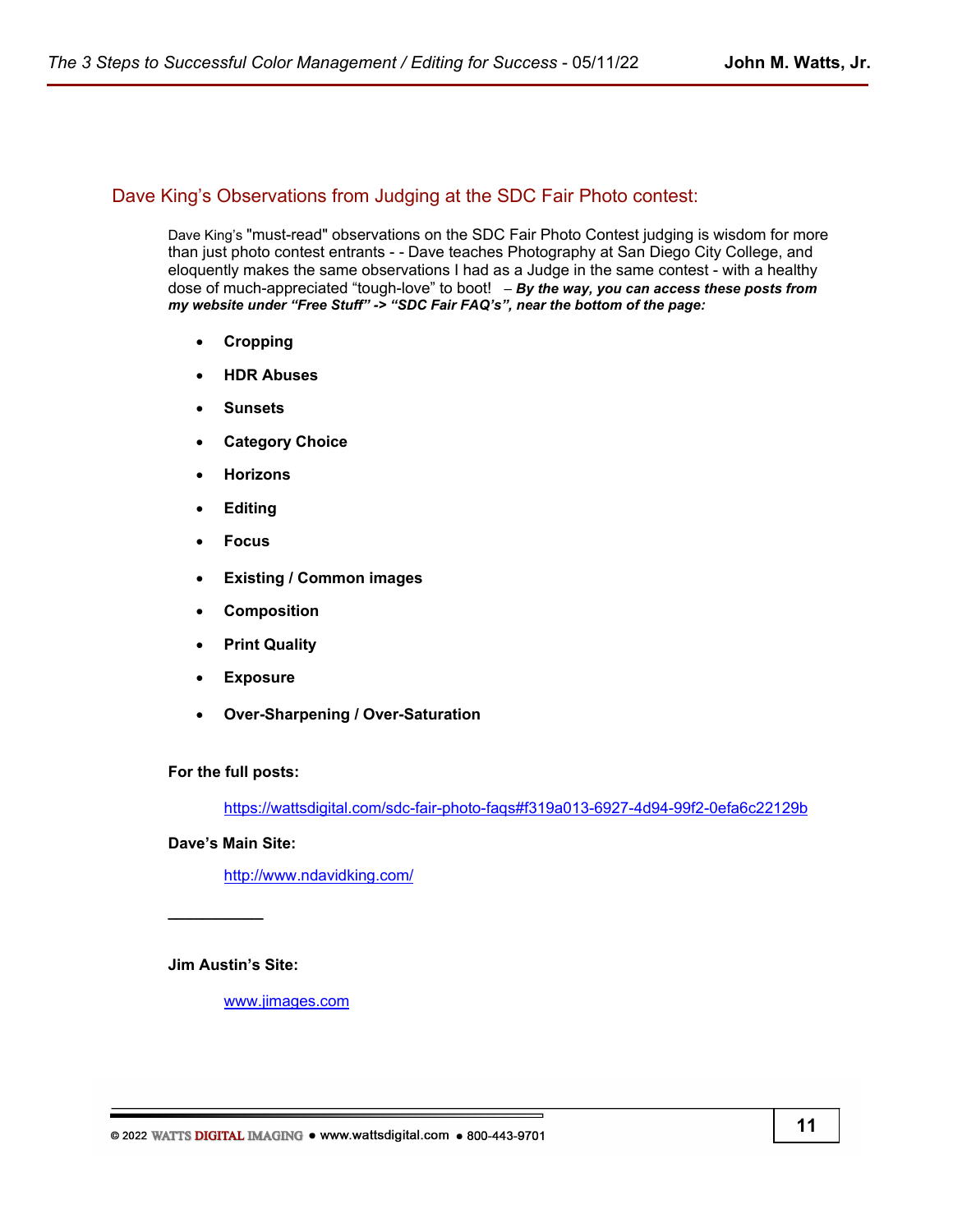## Dave King's Observations from Judging at the SDC Fair Photo contest:

Dave King's "must-read" observations on the SDC Fair Photo Contest judging is wisdom for more than just photo contest entrants - - Dave teaches Photography at San Diego City College, and eloquently makes the same observations I had as a Judge in the same contest - with a healthy dose of much-appreciated "tough-love" to boot! – ***By the way, you can access these posts from my website under "Free Stuff" -> "SDC Fair FAQ's", near the bottom of the page:***

- **Cropping**
- **HDR Abuses**
- **Sunsets**
- **Category Choice**
- **Horizons**
- **Editing**
- **Focus**
- **Existing / Common images**
- **Composition**
- **Print Quality**
- **Exposure**
- **Over-Sharpening / Over-Saturation**

**For the full posts:**

https://wattsdigital.com/sdc-fair-photo-faqs#f319a013-6927-4d94-99f2-0efa6c22129b

**Dave's Main Site:**

http://www.ndavidking.com/

___________

**Jim Austin's Site:**

www.jimages.com